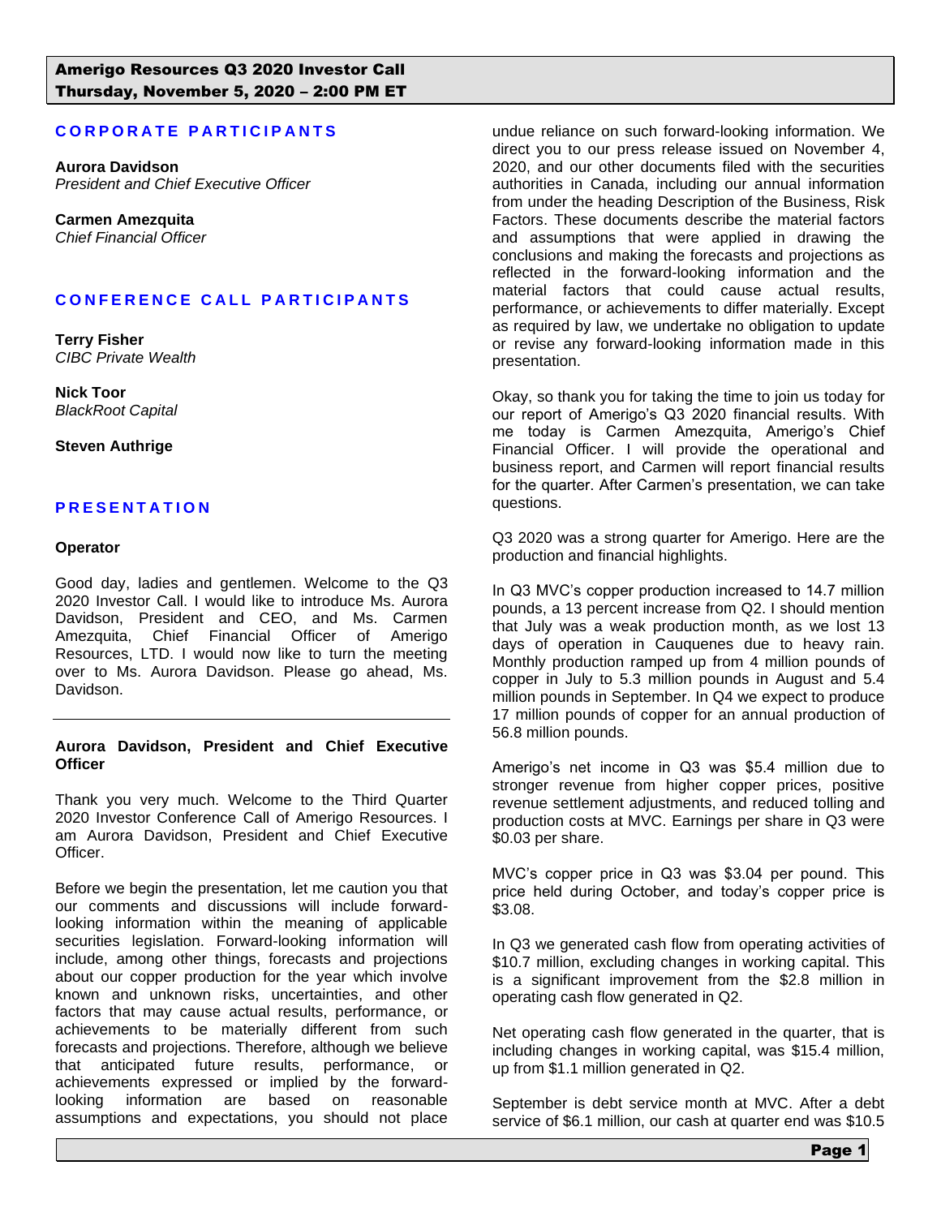# Amerigo Resources Q3 2020 Investor Call
**Thursday, November 5, 2020 – 2:00 PM ET**

## CORPORATE PARTICIPANTS

**Aurora Davidson**
*President and Chief Executive Officer*

**Carmen Amezquita**
*Chief Financial Officer*

## CONFERENCE CALL PARTICIPANTS

**Terry Fisher**
*CIBC Private Wealth*

**Nick Toor**
*BlackRoot Capital*

**Steven Authrige**

## PRESENTATION

**Operator**

Good day, ladies and gentlemen. Welcome to the Q3 2020 Investor Call. I would like to introduce Ms. Aurora Davidson, President and CEO, and Ms. Carmen Amezquita, Chief Financial Officer of Amerigo Resources, LTD. I would now like to turn the meeting over to Ms. Aurora Davidson. Please go ahead, Ms. Davidson.

---

**Aurora Davidson, President and Chief Executive Officer**

Thank you very much. Welcome to the Third Quarter 2020 Investor Conference Call of Amerigo Resources. I am Aurora Davidson, President and Chief Executive Officer.

Before we begin the presentation, let me caution you that our comments and discussions will include forward-looking information within the meaning of applicable securities legislation. Forward-looking information will include, among other things, forecasts and projections about our copper production for the year which involve known and unknown risks, uncertainties, and other factors that may cause actual results, performance, or achievements to be materially different from such forecasts and projections. Therefore, although we believe that anticipated future results, performance, or achievements expressed or implied by the forward-looking information are based on reasonable assumptions and expectations, you should not place undue reliance on such forward-looking information. We direct you to our press release issued on November 4, 2020, and our other documents filed with the securities authorities in Canada, including our annual information from under the heading Description of the Business, Risk Factors. These documents describe the material factors and assumptions that were applied in drawing the conclusions and making the forecasts and projections as reflected in the forward-looking information and the material factors that could cause actual results, performance, or achievements to differ materially. Except as required by law, we undertake no obligation to update or revise any forward-looking information made in this presentation.

Okay, so thank you for taking the time to join us today for our report of Amerigo's Q3 2020 financial results. With me today is Carmen Amezquita, Amerigo's Chief Financial Officer. I will provide the operational and business report, and Carmen will report financial results for the quarter. After Carmen's presentation, we can take questions.

Q3 2020 was a strong quarter for Amerigo. Here are the production and financial highlights.

In Q3 MVC's copper production increased to 14.7 million pounds, a 13 percent increase from Q2. I should mention that July was a weak production month, as we lost 13 days of operation in Cauquenes due to heavy rain. Monthly production ramped up from 4 million pounds of copper in July to 5.3 million pounds in August and 5.4 million pounds in September. In Q4 we expect to produce 17 million pounds of copper for an annual production of 56.8 million pounds.

Amerigo's net income in Q3 was $5.4 million due to stronger revenue from higher copper prices, positive revenue settlement adjustments, and reduced tolling and production costs at MVC. Earnings per share in Q3 were $0.03 per share.

MVC's copper price in Q3 was $3.04 per pound. This price held during October, and today's copper price is $3.08.

In Q3 we generated cash flow from operating activities of $10.7 million, excluding changes in working capital. This is a significant improvement from the $2.8 million in operating cash flow generated in Q2.

Net operating cash flow generated in the quarter, that is including changes in working capital, was $15.4 million, up from $1.1 million generated in Q2.

September is debt service month at MVC. After a debt service of $6.1 million, our cash at quarter end was $10.5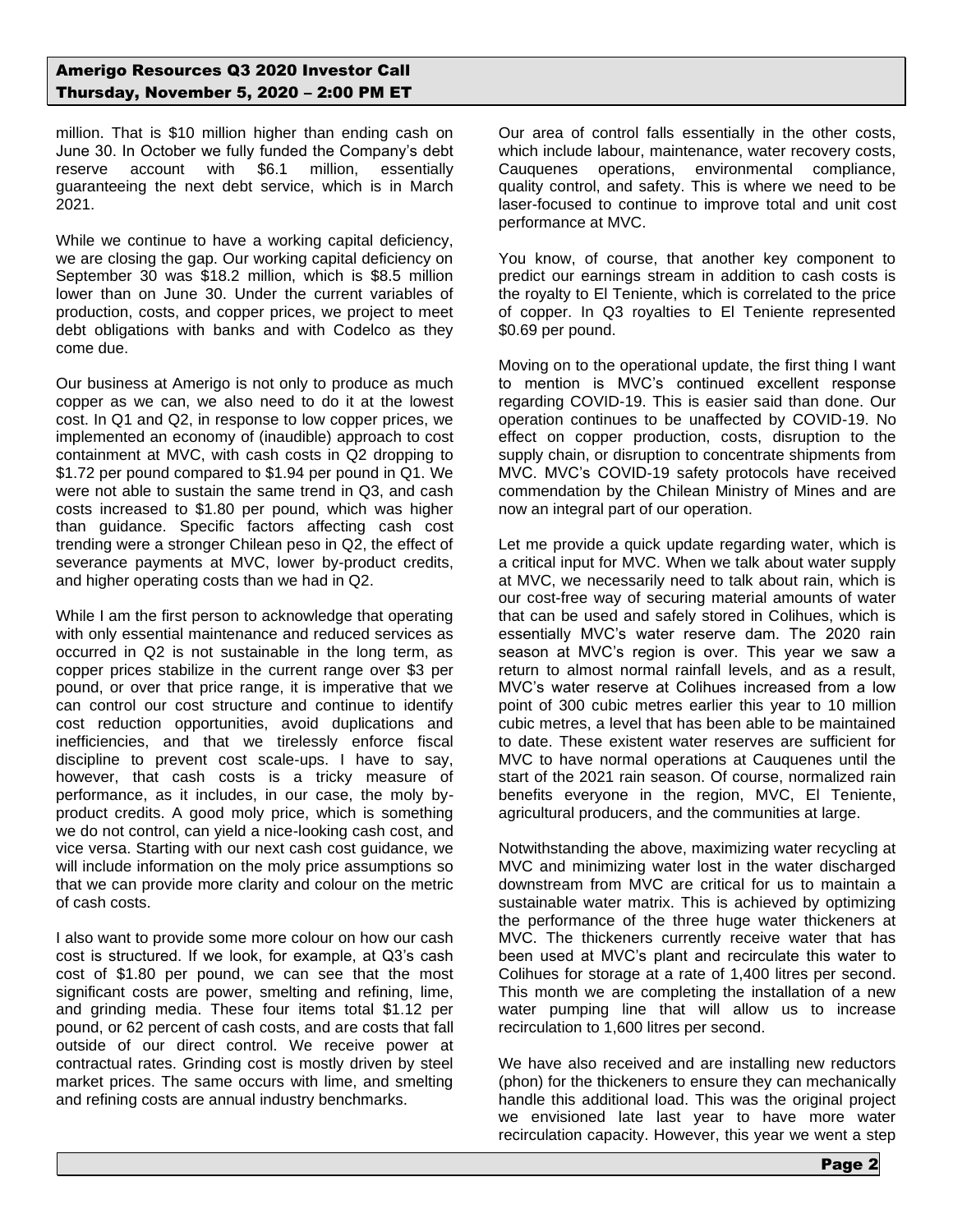million. That is $10 million higher than ending cash on June 30. In October we fully funded the Company's debt reserve account with $6.1 million, essentially guaranteeing the next debt service, which is in March 2021.

While we continue to have a working capital deficiency, we are closing the gap. Our working capital deficiency on September 30 was $18.2 million, which is $8.5 million lower than on June 30. Under the current variables of production, costs, and copper prices, we project to meet debt obligations with banks and with Codelco as they come due.

Our business at Amerigo is not only to produce as much copper as we can, we also need to do it at the lowest cost. In Q1 and Q2, in response to low copper prices, we implemented an economy of (inaudible) approach to cost containment at MVC, with cash costs in Q2 dropping to $1.72 per pound compared to $1.94 per pound in Q1. We were not able to sustain the same trend in Q3, and cash costs increased to $1.80 per pound, which was higher than guidance. Specific factors affecting cash cost trending were a stronger Chilean peso in Q2, the effect of severance payments at MVC, lower by-product credits, and higher operating costs than we had in Q2.

While I am the first person to acknowledge that operating with only essential maintenance and reduced services as occurred in Q2 is not sustainable in the long term, as copper prices stabilize in the current range over $3 per pound, or over that price range, it is imperative that we can control our cost structure and continue to identify cost reduction opportunities, avoid duplications and inefficiencies, and that we tirelessly enforce fiscal discipline to prevent cost scale-ups. I have to say, however, that cash costs is a tricky measure of performance, as it includes, in our case, the moly by-product credits. A good moly price, which is something we do not control, can yield a nice-looking cash cost, and vice versa. Starting with our next cash cost guidance, we will include information on the moly price assumptions so that we can provide more clarity and colour on the metric of cash costs.

I also want to provide some more colour on how our cash cost is structured. If we look, for example, at Q3's cash cost of $1.80 per pound, we can see that the most significant costs are power, smelting and refining, lime, and grinding media. These four items total $1.12 per pound, or 62 percent of cash costs, and are costs that fall outside of our direct control. We receive power at contractual rates. Grinding cost is mostly driven by steel market prices. The same occurs with lime, and smelting and refining costs are annual industry benchmarks.

Our area of control falls essentially in the other costs, which include labour, maintenance, water recovery costs, Cauquenes operations, environmental compliance, quality control, and safety. This is where we need to be laser-focused to continue to improve total and unit cost performance at MVC.

You know, of course, that another key component to predict our earnings stream in addition to cash costs is the royalty to El Teniente, which is correlated to the price of copper. In Q3 royalties to El Teniente represented $0.69 per pound.

Moving on to the operational update, the first thing I want to mention is MVC's continued excellent response regarding COVID-19. This is easier said than done. Our operation continues to be unaffected by COVID-19. No effect on copper production, costs, disruption to the supply chain, or disruption to concentrate shipments from MVC. MVC's COVID-19 safety protocols have received commendation by the Chilean Ministry of Mines and are now an integral part of our operation.

Let me provide a quick update regarding water, which is a critical input for MVC. When we talk about water supply at MVC, we necessarily need to talk about rain, which is our cost-free way of securing material amounts of water that can be used and safely stored in Colihues, which is essentially MVC's water reserve dam. The 2020 rain season at MVC's region is over. This year we saw a return to almost normal rainfall levels, and as a result, MVC's water reserve at Colihues increased from a low point of 300 cubic metres earlier this year to 10 million cubic metres, a level that has been able to be maintained to date. These existent water reserves are sufficient for MVC to have normal operations at Cauquenes until the start of the 2021 rain season. Of course, normalized rain benefits everyone in the region, MVC, El Teniente, agricultural producers, and the communities at large.

Notwithstanding the above, maximizing water recycling at MVC and minimizing water lost in the water discharged downstream from MVC are critical for us to maintain a sustainable water matrix. This is achieved by optimizing the performance of the three huge water thickeners at MVC. The thickeners currently receive water that has been used at MVC's plant and recirculate this water to Colihues for storage at a rate of 1,400 litres per second. This month we are completing the installation of a new water pumping line that will allow us to increase recirculation to 1,600 litres per second.

We have also received and are installing new reductors (phon) for the thickeners to ensure they can mechanically handle this additional load. This was the original project we envisioned late last year to have more water recirculation capacity. However, this year we went a step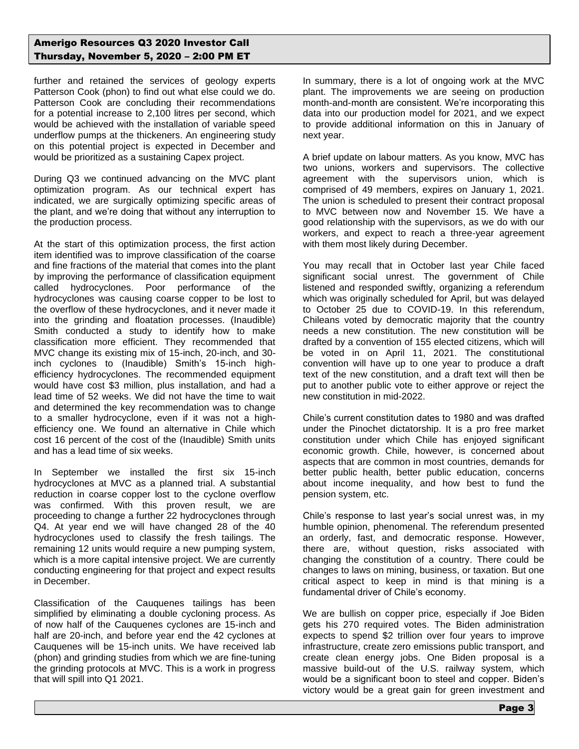further and retained the services of geology experts Patterson Cook (phon) to find out what else could we do. Patterson Cook are concluding their recommendations for a potential increase to 2,100 litres per second, which would be achieved with the installation of variable speed underflow pumps at the thickeners. An engineering study on this potential project is expected in December and would be prioritized as a sustaining Capex project.

During Q3 we continued advancing on the MVC plant optimization program. As our technical expert has indicated, we are surgically optimizing specific areas of the plant, and we're doing that without any interruption to the production process.

At the start of this optimization process, the first action item identified was to improve classification of the coarse and fine fractions of the material that comes into the plant by improving the performance of classification equipment called hydrocyclones. Poor performance of the hydrocyclones was causing coarse copper to be lost to the overflow of these hydrocyclones, and it never made it into the grinding and floatation processes. (Inaudible) Smith conducted a study to identify how to make classification more efficient. They recommended that MVC change its existing mix of 15-inch, 20-inch, and 30-inch cyclones to (Inaudible) Smith's 15-inch high-efficiency hydrocyclones. The recommended equipment would have cost $3 million, plus installation, and had a lead time of 52 weeks. We did not have the time to wait and determined the key recommendation was to change to a smaller hydrocyclone, even if it was not a high-efficiency one. We found an alternative in Chile which cost 16 percent of the cost of the (Inaudible) Smith units and has a lead time of six weeks.

In September we installed the first six 15-inch hydrocyclones at MVC as a planned trial. A substantial reduction in coarse copper lost to the cyclone overflow was confirmed. With this proven result, we are proceeding to change a further 22 hydrocyclones through Q4. At year end we will have changed 28 of the 40 hydrocyclones used to classify the fresh tailings. The remaining 12 units would require a new pumping system, which is a more capital intensive project. We are currently conducting engineering for that project and expect results in December.

Classification of the Cauquenes tailings has been simplified by eliminating a double cycloning process. As of now half of the Cauquenes cyclones are 15-inch and half are 20-inch, and before year end the 42 cyclones at Cauquenes will be 15-inch units. We have received lab (phon) and grinding studies from which we are fine-tuning the grinding protocols at MVC. This is a work in progress that will spill into Q1 2021.

In summary, there is a lot of ongoing work at the MVC plant. The improvements we are seeing on production month-and-month are consistent. We're incorporating this data into our production model for 2021, and we expect to provide additional information on this in January of next year.

A brief update on labour matters. As you know, MVC has two unions, workers and supervisors. The collective agreement with the supervisors union, which is comprised of 49 members, expires on January 1, 2021. The union is scheduled to present their contract proposal to MVC between now and November 15. We have a good relationship with the supervisors, as we do with our workers, and expect to reach a three-year agreement with them most likely during December.

You may recall that in October last year Chile faced significant social unrest. The government of Chile listened and responded swiftly, organizing a referendum which was originally scheduled for April, but was delayed to October 25 due to COVID-19. In this referendum, Chileans voted by democratic majority that the country needs a new constitution. The new constitution will be drafted by a convention of 155 elected citizens, which will be voted in on April 11, 2021. The constitutional convention will have up to one year to produce a draft text of the new constitution, and a draft text will then be put to another public vote to either approve or reject the new constitution in mid-2022.

Chile's current constitution dates to 1980 and was drafted under the Pinochet dictatorship. It is a pro free market constitution under which Chile has enjoyed significant economic growth. Chile, however, is concerned about aspects that are common in most countries, demands for better public health, better public education, concerns about income inequality, and how best to fund the pension system, etc.

Chile's response to last year's social unrest was, in my humble opinion, phenomenal. The referendum presented an orderly, fast, and democratic response. However, there are, without question, risks associated with changing the constitution of a country. There could be changes to laws on mining, business, or taxation. But one critical aspect to keep in mind is that mining is a fundamental driver of Chile's economy.

We are bullish on copper price, especially if Joe Biden gets his 270 required votes. The Biden administration expects to spend $2 trillion over four years to improve infrastructure, create zero emissions public transport, and create clean energy jobs. One Biden proposal is a massive build-out of the U.S. railway system, which would be a significant boon to steel and copper. Biden's victory would be a great gain for green investment and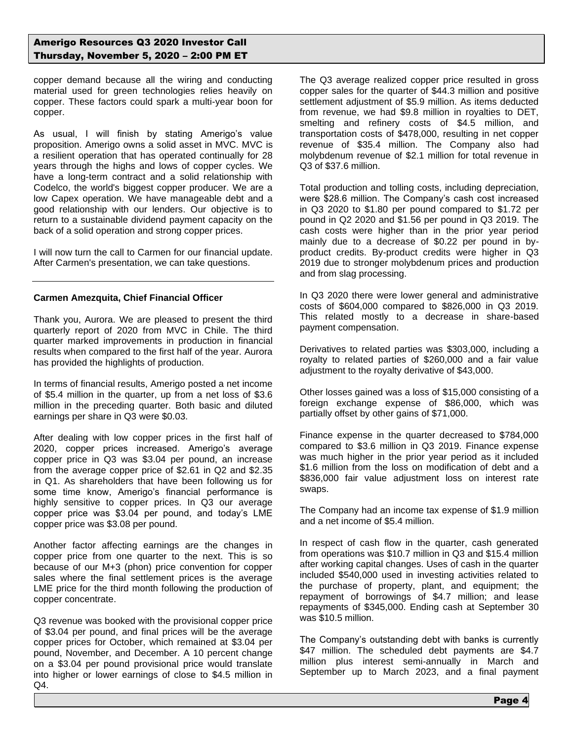copper demand because all the wiring and conducting material used for green technologies relies heavily on copper. These factors could spark a multi-year boon for copper.

As usual, I will finish by stating Amerigo's value proposition. Amerigo owns a solid asset in MVC. MVC is a resilient operation that has operated continually for 28 years through the highs and lows of copper cycles. We have a long-term contract and a solid relationship with Codelco, the world's biggest copper producer. We are a low Capex operation. We have manageable debt and a good relationship with our lenders. Our objective is to return to a sustainable dividend payment capacity on the back of a solid operation and strong copper prices.

I will now turn the call to Carmen for our financial update. After Carmen's presentation, we can take questions.

---

**Carmen Amezquita, Chief Financial Officer**

Thank you, Aurora. We are pleased to present the third quarterly report of 2020 from MVC in Chile. The third quarter marked improvements in production in financial results when compared to the first half of the year. Aurora has provided the highlights of production.

In terms of financial results, Amerigo posted a net income of $5.4 million in the quarter, up from a net loss of $3.6 million in the preceding quarter. Both basic and diluted earnings per share in Q3 were $0.03.

After dealing with low copper prices in the first half of 2020, copper prices increased. Amerigo's average copper price in Q3 was $3.04 per pound, an increase from the average copper price of $2.61 in Q2 and $2.35 in Q1. As shareholders that have been following us for some time know, Amerigo's financial performance is highly sensitive to copper prices. In Q3 our average copper price was $3.04 per pound, and today's LME copper price was $3.08 per pound.

Another factor affecting earnings are the changes in copper price from one quarter to the next. This is so because of our M+3 (phon) price convention for copper sales where the final settlement prices is the average LME price for the third month following the production of copper concentrate.

Q3 revenue was booked with the provisional copper price of $3.04 per pound, and final prices will be the average copper prices for October, which remained at $3.04 per pound, November, and December. A 10 percent change on a $3.04 per pound provisional price would translate into higher or lower earnings of close to $4.5 million in Q4.

The Q3 average realized copper price resulted in gross copper sales for the quarter of $44.3 million and positive settlement adjustment of $5.9 million. As items deducted from revenue, we had $9.8 million in royalties to DET, smelting and refinery costs of $4.5 million, and transportation costs of $478,000, resulting in net copper revenue of $35.4 million. The Company also had molybdenum revenue of $2.1 million for total revenue in Q3 of $37.6 million.

Total production and tolling costs, including depreciation, were $28.6 million. The Company's cash cost increased in Q3 2020 to $1.80 per pound compared to $1.72 per pound in Q2 2020 and $1.56 per pound in Q3 2019. The cash costs were higher than in the prior year period mainly due to a decrease of $0.22 per pound in by-product credits. By-product credits were higher in Q3 2019 due to stronger molybdenum prices and production and from slag processing.

In Q3 2020 there were lower general and administrative costs of $604,000 compared to $826,000 in Q3 2019. This related mostly to a decrease in share-based payment compensation.

Derivatives to related parties was $303,000, including a royalty to related parties of $260,000 and a fair value adjustment to the royalty derivative of $43,000.

Other losses gained was a loss of $15,000 consisting of a foreign exchange expense of $86,000, which was partially offset by other gains of $71,000.

Finance expense in the quarter decreased to $784,000 compared to $3.6 million in Q3 2019. Finance expense was much higher in the prior year period as it included $1.6 million from the loss on modification of debt and a $836,000 fair value adjustment loss on interest rate swaps.

The Company had an income tax expense of $1.9 million and a net income of $5.4 million.

In respect of cash flow in the quarter, cash generated from operations was $10.7 million in Q3 and $15.4 million after working capital changes. Uses of cash in the quarter included $540,000 used in investing activities related to the purchase of property, plant, and equipment; the repayment of borrowings of $4.7 million; and lease repayments of $345,000. Ending cash at September 30 was $10.5 million.

The Company's outstanding debt with banks is currently $47 million. The scheduled debt payments are $4.7 million plus interest semi-annually in March and September up to March 2023, and a final payment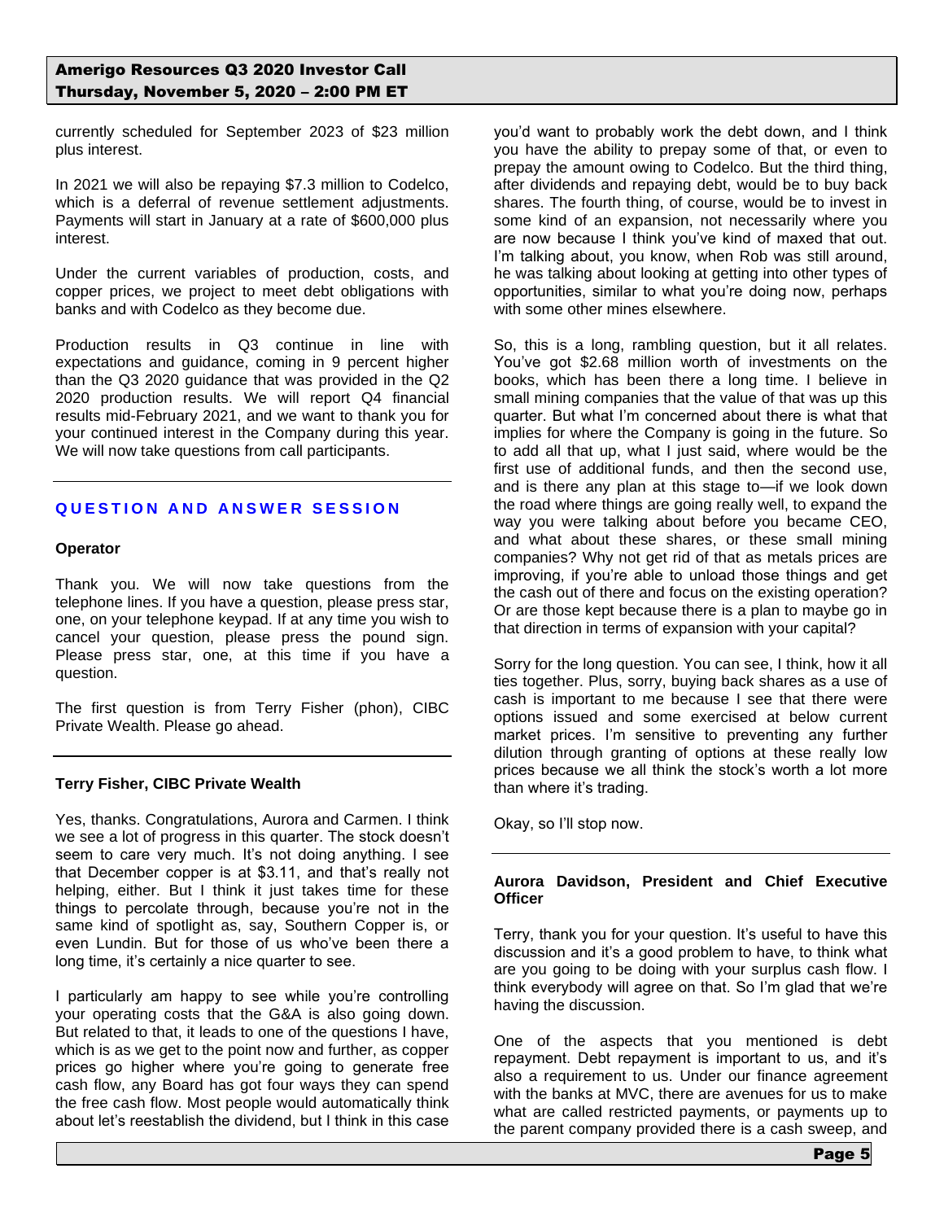currently scheduled for September 2023 of $23 million plus interest.

In 2021 we will also be repaying $7.3 million to Codelco, which is a deferral of revenue settlement adjustments. Payments will start in January at a rate of $600,000 plus interest.

Under the current variables of production, costs, and copper prices, we project to meet debt obligations with banks and with Codelco as they become due.

Production results in Q3 continue in line with expectations and guidance, coming in 9 percent higher than the Q3 2020 guidance that was provided in the Q2 2020 production results. We will report Q4 financial results mid-February 2021, and we want to thank you for your continued interest in the Company during this year. We will now take questions from call participants.

## QUESTION AND ANSWER SESSION

**Operator**

Thank you. We will now take questions from the telephone lines. If you have a question, please press star, one, on your telephone keypad. If at any time you wish to cancel your question, please press the pound sign. Please press star, one, at this time if you have a question.

The first question is from Terry Fisher (phon), CIBC Private Wealth. Please go ahead.

**Terry Fisher, CIBC Private Wealth**

Yes, thanks. Congratulations, Aurora and Carmen. I think we see a lot of progress in this quarter. The stock doesn't seem to care very much. It's not doing anything. I see that December copper is at $3.11, and that's really not helping, either. But I think it just takes time for these things to percolate through, because you're not in the same kind of spotlight as, say, Southern Copper is, or even Lundin. But for those of us who've been there a long time, it's certainly a nice quarter to see.

I particularly am happy to see while you're controlling your operating costs that the G&A is also going down. But related to that, it leads to one of the questions I have, which is as we get to the point now and further, as copper prices go higher where you're going to generate free cash flow, any Board has got four ways they can spend the free cash flow. Most people would automatically think about let's reestablish the dividend, but I think in this case you'd want to probably work the debt down, and I think you have the ability to prepay some of that, or even to prepay the amount owing to Codelco. But the third thing, after dividends and repaying debt, would be to buy back shares. The fourth thing, of course, would be to invest in some kind of an expansion, not necessarily where you are now because I think you've kind of maxed that out. I'm talking about, you know, when Rob was still around, he was talking about looking at getting into other types of opportunities, similar to what you're doing now, perhaps with some other mines elsewhere.

So, this is a long, rambling question, but it all relates. You've got $2.68 million worth of investments on the books, which has been there a long time. I believe in small mining companies that the value of that was up this quarter. But what I'm concerned about there is what that implies for where the Company is going in the future. So to add all that up, what I just said, where would be the first use of additional funds, and then the second use, and is there any plan at this stage to—if we look down the road where things are going really well, to expand the way you were talking about before you became CEO, and what about these shares, or these small mining companies? Why not get rid of that as metals prices are improving, if you're able to unload those things and get the cash out of there and focus on the existing operation? Or are those kept because there is a plan to maybe go in that direction in terms of expansion with your capital?

Sorry for the long question. You can see, I think, how it all ties together. Plus, sorry, buying back shares as a use of cash is important to me because I see that there were options issued and some exercised at below current market prices. I'm sensitive to preventing any further dilution through granting of options at these really low prices because we all think the stock's worth a lot more than where it's trading.

Okay, so I'll stop now.

**Aurora Davidson, President and Chief Executive Officer**

Terry, thank you for your question. It's useful to have this discussion and it's a good problem to have, to think what are you going to be doing with your surplus cash flow. I think everybody will agree on that. So I'm glad that we're having the discussion.

One of the aspects that you mentioned is debt repayment. Debt repayment is important to us, and it's also a requirement to us. Under our finance agreement with the banks at MVC, there are avenues for us to make what are called restricted payments, or payments up to the parent company provided there is a cash sweep, and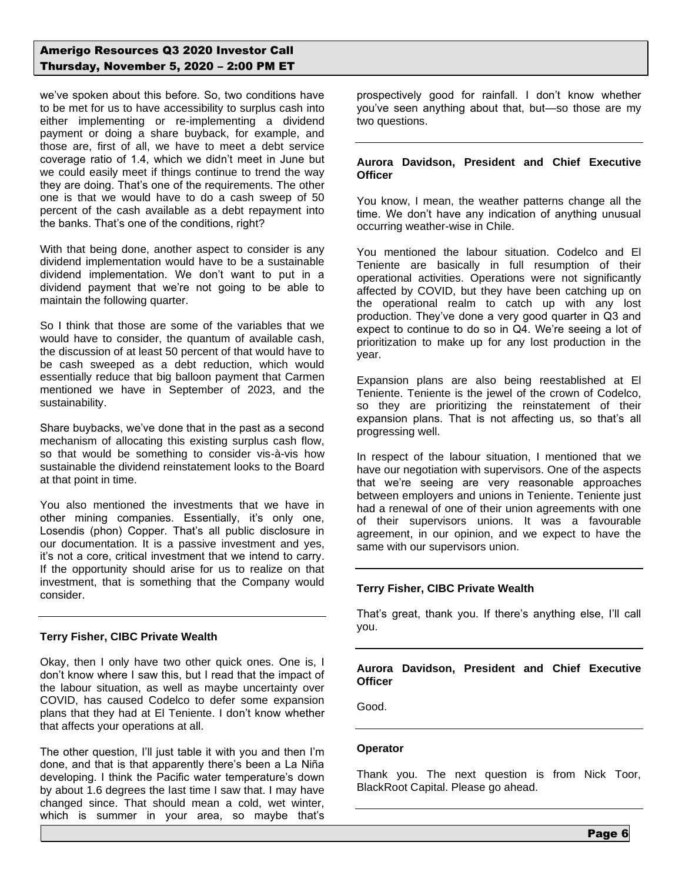we've spoken about this before. So, two conditions have to be met for us to have accessibility to surplus cash into either implementing or re-implementing a dividend payment or doing a share buyback, for example, and those are, first of all, we have to meet a debt service coverage ratio of 1.4, which we didn't meet in June but we could easily meet if things continue to trend the way they are doing. That's one of the requirements. The other one is that we would have to do a cash sweep of 50 percent of the cash available as a debt repayment into the banks. That's one of the conditions, right?

With that being done, another aspect to consider is any dividend implementation would have to be a sustainable dividend implementation. We don't want to put in a dividend payment that we're not going to be able to maintain the following quarter.

So I think that those are some of the variables that we would have to consider, the quantum of available cash, the discussion of at least 50 percent of that would have to be cash swept as a debt reduction, which would essentially reduce that big balloon payment that Carmen mentioned we have in September of 2023, and the sustainability.

Share buybacks, we've done that in the past as a second mechanism of allocating this existing surplus cash flow, so that would be something to consider vis-à-vis how sustainable the dividend reinstatement looks to the Board at that point in time.

You also mentioned the investments that we have in other mining companies. Essentially, it's only one, Losendis (phon) Copper. That's all public disclosure in our documentation. It is a passive investment and yes, it's not a core, critical investment that we intend to carry. If the opportunity should arise for us to realize on that investment, that is something that the Company would consider.

---

**Terry Fisher, CIBC Private Wealth**

Okay, then I only have two other quick ones. One is, I don't know where I saw this, but I read that the impact of the labour situation, as well as maybe uncertainty over COVID, has caused Codelco to defer some expansion plans that they had at El Teniente. I don't know whether that affects your operations at all.

The other question, I'll just table it with you and then I'm done, and that is that apparently there's been a La Niña developing. I think the Pacific water temperature's down by about 1.6 degrees the last time I saw that. I may have changed since. That should mean a cold, wet winter, which is summer in your area, so maybe that's prospectively good for rainfall. I don't know whether you've seen anything about that, but—so those are my two questions.

---

**Aurora Davidson, President and Chief Executive Officer**

You know, I mean, the weather patterns change all the time. We don't have any indication of anything unusual occurring weather-wise in Chile.

You mentioned the labour situation. Codelco and El Teniente are basically in full resumption of their operational activities. Operations were not significantly affected by COVID, but they have been catching up on the operational realm to catch up with any lost production. They've done a very good quarter in Q3 and expect to continue to do so in Q4. We're seeing a lot of prioritization to make up for any lost production in the year.

Expansion plans are also being reestablished at El Teniente. Teniente is the jewel of the crown of Codelco, so they are prioritizing the reinstatement of their expansion plans. That is not affecting us, so that's all progressing well.

In respect of the labour situation, I mentioned that we have our negotiation with supervisors. One of the aspects that we're seeing are very reasonable approaches between employers and unions in Teniente. Teniente just had a renewal of one of their union agreements with one of their supervisors unions. It was a favourable agreement, in our opinion, and we expect to have the same with our supervisors union.

---

**Terry Fisher, CIBC Private Wealth**

That's great, thank you. If there's anything else, I'll call you.

---

**Aurora Davidson, President and Chief Executive Officer**

Good.

---

**Operator**

Thank you. The next question is from Nick Toor, BlackRoot Capital. Please go ahead.

---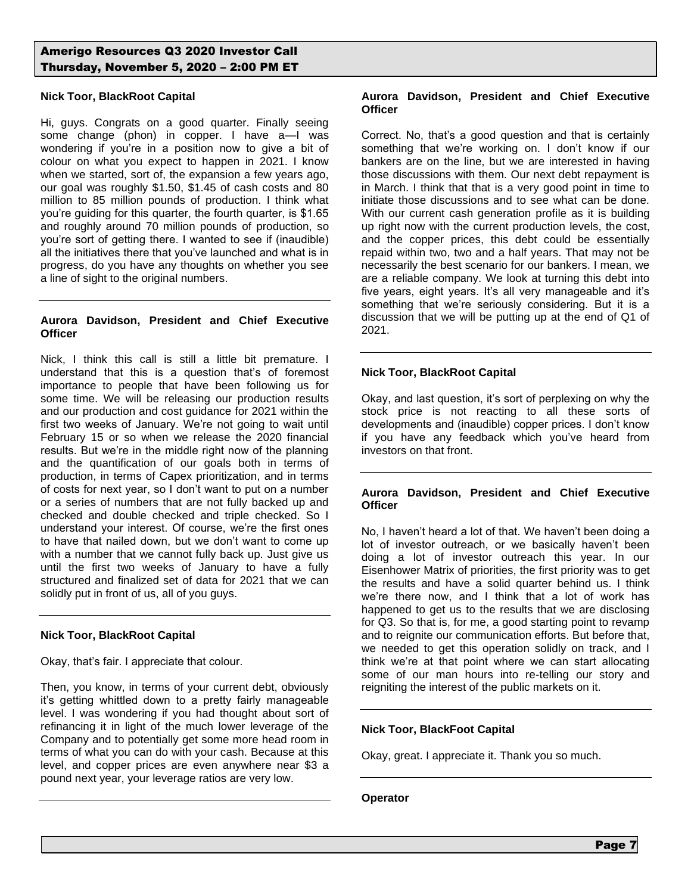**Nick Toor, BlackRoot Capital**

Hi, guys. Congrats on a good quarter. Finally seeing some change (phon) in copper. I have a—I was wondering if you're in a position now to give a bit of colour on what you expect to happen in 2021. I know when we started, sort of, the expansion a few years ago, our goal was roughly $1.50, $1.45 of cash costs and 80 million to 85 million pounds of production. I think what you're guiding for this quarter, the fourth quarter, is $1.65 and roughly around 70 million pounds of production, so you're sort of getting there. I wanted to see if (inaudible) all the initiatives there that you've launched and what is in progress, do you have any thoughts on whether you see a line of sight to the original numbers.

---

**Aurora Davidson, President and Chief Executive Officer**

Nick, I think this call is still a little bit premature. I understand that this is a question that's of foremost importance to people that have been following us for some time. We will be releasing our production results and our production and cost guidance for 2021 within the first two weeks of January. We're not going to wait until February 15 or so when we release the 2020 financial results. But we're in the middle right now of the planning and the quantification of our goals both in terms of production, in terms of Capex prioritization, and in terms of costs for next year, so I don't want to put on a number or a series of numbers that are not fully backed up and checked and double checked and triple checked. So I understand your interest. Of course, we're the first ones to have that nailed down, but we don't want to come up with a number that we cannot fully back up. Just give us until the first two weeks of January to have a fully structured and finalized set of data for 2021 that we can solidly put in front of us, all of you guys.

---

**Nick Toor, BlackRoot Capital**

Okay, that's fair. I appreciate that colour.

Then, you know, in terms of your current debt, obviously it's getting whittled down to a pretty fairly manageable level. I was wondering if you had thought about sort of refinancing it in light of the much lower leverage of the Company and to potentially get some more head room in terms of what you can do with your cash. Because at this level, and copper prices are even anywhere near $3 a pound next year, your leverage ratios are very low.

---

**Aurora Davidson, President and Chief Executive Officer**

Correct. No, that's a good question and that is certainly something that we're working on. I don't know if our bankers are on the line, but we are interested in having those discussions with them. Our next debt repayment is in March. I think that that is a very good point in time to initiate those discussions and to see what can be done. With our current cash generation profile as it is building up right now with the current production levels, the cost, and the copper prices, this debt could be essentially repaid within two, two and a half years. That may not be necessarily the best scenario for our bankers. I mean, we are a reliable company. We look at turning this debt into five years, eight years. It's all very manageable and it's something that we're seriously considering. But it is a discussion that we will be putting up at the end of Q1 of 2021.

---

**Nick Toor, BlackRoot Capital**

Okay, and last question, it's sort of perplexing on why the stock price is not reacting to all these sorts of developments and (inaudible) copper prices. I don't know if you have any feedback which you've heard from investors on that front.

---

**Aurora Davidson, President and Chief Executive Officer**

No, I haven't heard a lot of that. We haven't been doing a lot of investor outreach, or we basically haven't been doing a lot of investor outreach this year. In our Eisenhower Matrix of priorities, the first priority was to get the results and have a solid quarter behind us. I think we're there now, and I think that a lot of work has happened to get us to the results that we are disclosing for Q3. So that is, for me, a good starting point to revamp and to reignite our communication efforts. But before that, we needed to get this operation solidly on track, and I think we're at that point where we can start allocating some of our man hours into re-telling our story and reigniting the interest of the public markets on it.

---

**Nick Toor, BlackFoot Capital**

Okay, great. I appreciate it. Thank you so much.

---

**Operator**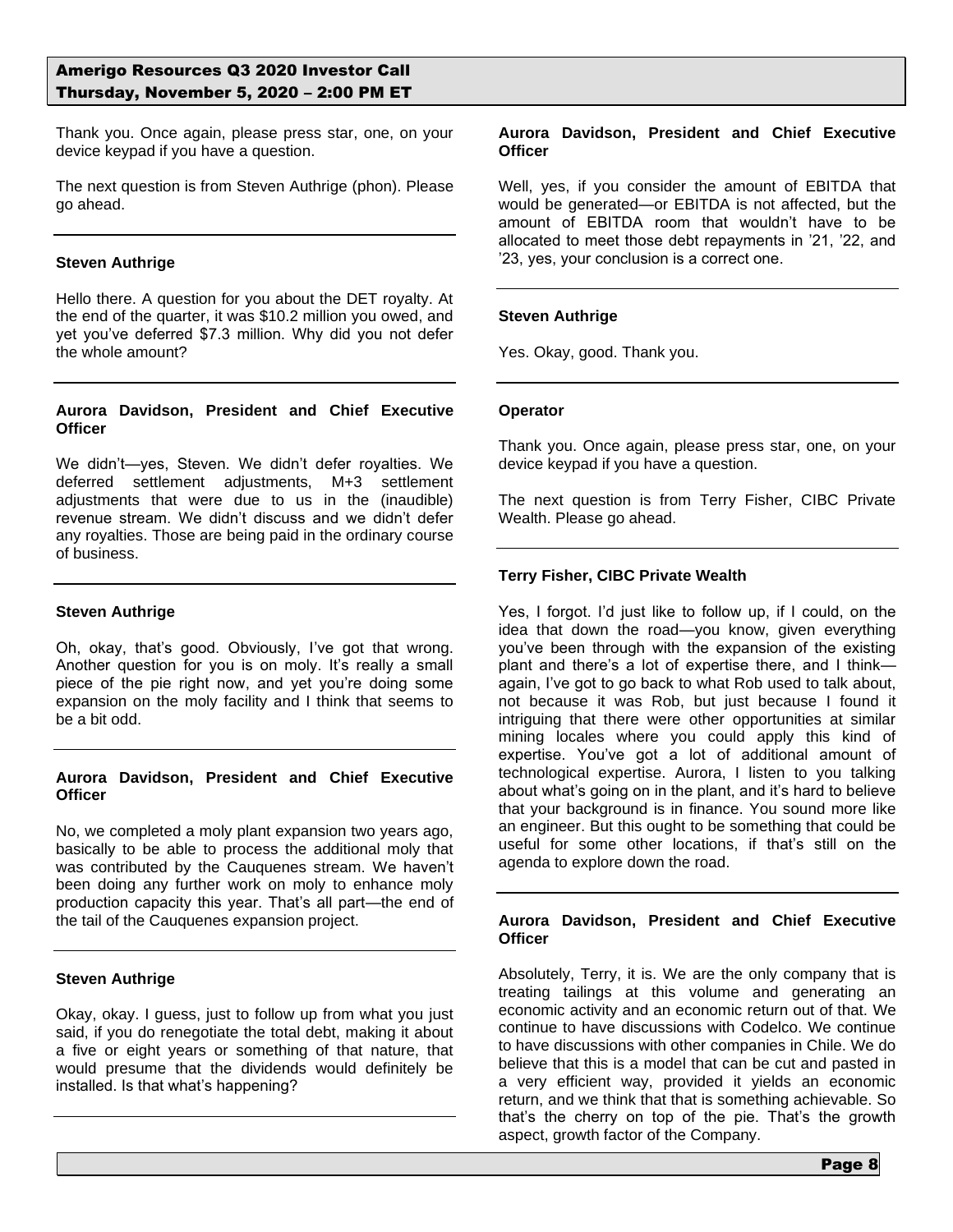Thank you. Once again, please press star, one, on your device keypad if you have a question.

The next question is from Steven Authrige (phon). Please go ahead.

---

**Steven Authrige**

Hello there. A question for you about the DET royalty. At the end of the quarter, it was $10.2 million you owed, and yet you've deferred $7.3 million. Why did you not defer the whole amount?

---

**Aurora Davidson, President and Chief Executive Officer**

We didn't—yes, Steven. We didn't defer royalties. We deferred settlement adjustments, M+3 settlement adjustments that were due to us in the (inaudible) revenue stream. We didn't discuss and we didn't defer any royalties. Those are being paid in the ordinary course of business.

---

**Steven Authrige**

Oh, okay, that's good. Obviously, I've got that wrong. Another question for you is on moly. It's really a small piece of the pie right now, and yet you're doing some expansion on the moly facility and I think that seems to be a bit odd.

---

**Aurora Davidson, President and Chief Executive Officer**

No, we completed a moly plant expansion two years ago, basically to be able to process the additional moly that was contributed by the Cauquenes stream. We haven't been doing any further work on moly to enhance moly production capacity this year. That's all part—the end of the tail of the Cauquenes expansion project.

---

**Steven Authrige**

Okay, okay. I guess, just to follow up from what you just said, if you do renegotiate the total debt, making it about a five or eight years or something of that nature, that would presume that the dividends would definitely be installed. Is that what's happening?

---

**Aurora Davidson, President and Chief Executive Officer**

Well, yes, if you consider the amount of EBITDA that would be generated—or EBITDA is not affected, but the amount of EBITDA room that wouldn't have to be allocated to meet those debt repayments in '21, '22, and '23, yes, your conclusion is a correct one.

---

**Steven Authrige**

Yes. Okay, good. Thank you.

---

**Operator**

Thank you. Once again, please press star, one, on your device keypad if you have a question.

The next question is from Terry Fisher, CIBC Private Wealth. Please go ahead.

---

**Terry Fisher, CIBC Private Wealth**

Yes, I forgot. I'd just like to follow up, if I could, on the idea that down the road—you know, given everything you've been through with the expansion of the existing plant and there's a lot of expertise there, and I think—again, I've got to go back to what Rob used to talk about, not because it was Rob, but just because I found it intriguing that there were other opportunities at similar mining locales where you could apply this kind of expertise. You've got a lot of additional amount of technological expertise. Aurora, I listen to you talking about what's going on in the plant, and it's hard to believe that your background is in finance. You sound more like an engineer. But this ought to be something that could be useful for some other locations, if that's still on the agenda to explore down the road.

---

**Aurora Davidson, President and Chief Executive Officer**

Absolutely, Terry, it is. We are the only company that is treating tailings at this volume and generating an economic activity and an economic return out of that. We continue to have discussions with Codelco. We continue to have discussions with other companies in Chile. We do believe that this is a model that can be cut and pasted in a very efficient way, provided it yields an economic return, and we think that that is something achievable. So that's the cherry on top of the pie. That's the growth aspect, growth factor of the Company.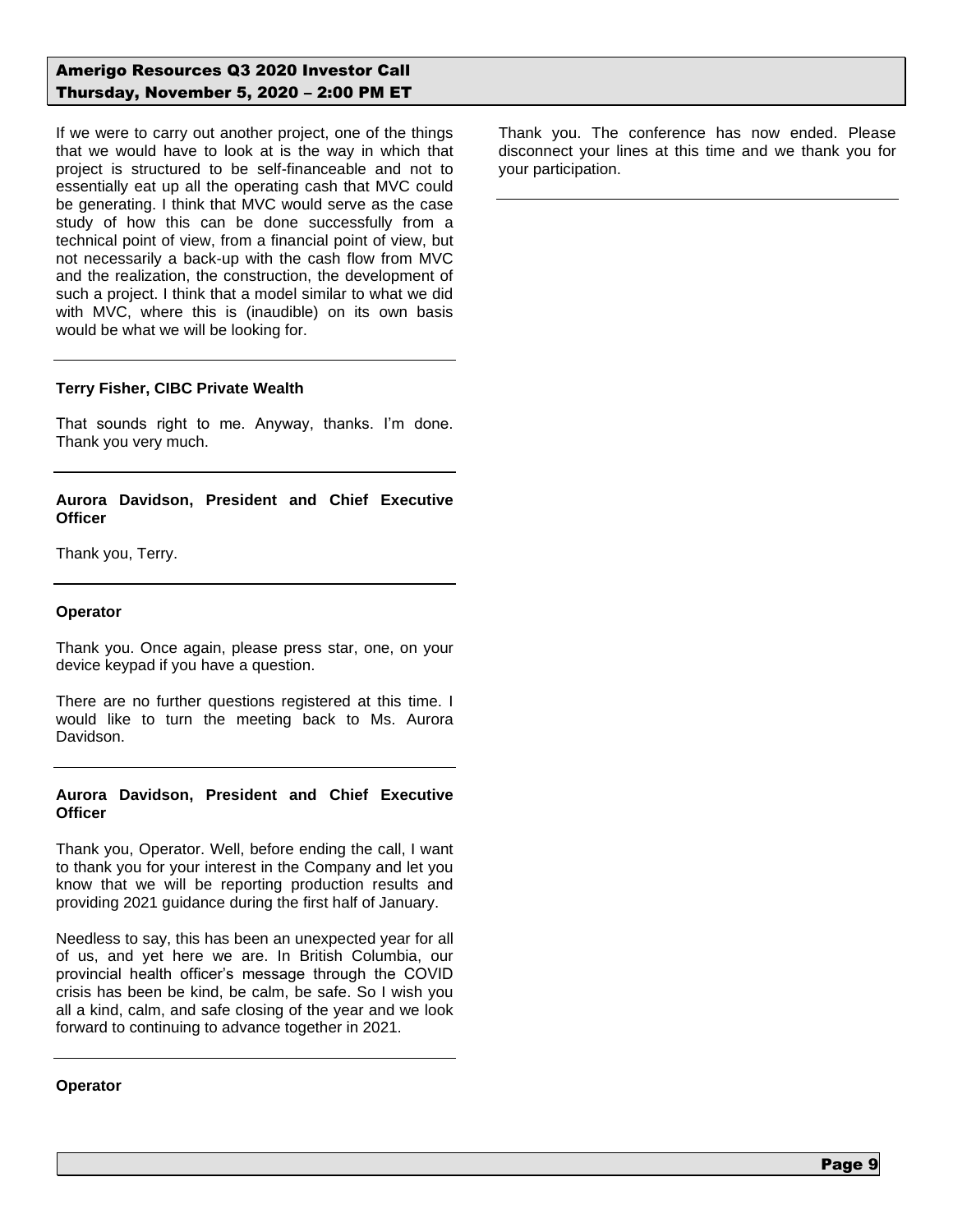If we were to carry out another project, one of the things that we would have to look at is the way in which that project is structured to be self-financeable and not to essentially eat up all the operating cash that MVC could be generating. I think that MVC would serve as the case study of how this can be done successfully from a technical point of view, from a financial point of view, but not necessarily a back-up with the cash flow from MVC and the realization, the construction, the development of such a project. I think that a model similar to what we did with MVC, where this is (inaudible) on its own basis would be what we will be looking for.

---

**Terry Fisher, CIBC Private Wealth**

That sounds right to me. Anyway, thanks. I'm done. Thank you very much.

---

**Aurora Davidson, President and Chief Executive Officer**

Thank you, Terry.

---

**Operator**

Thank you. Once again, please press star, one, on your device keypad if you have a question.

There are no further questions registered at this time. I would like to turn the meeting back to Ms. Aurora Davidson.

---

**Aurora Davidson, President and Chief Executive Officer**

Thank you, Operator. Well, before ending the call, I want to thank you for your interest in the Company and let you know that we will be reporting production results and providing 2021 guidance during the first half of January.

Needless to say, this has been an unexpected year for all of us, and yet here we are. In British Columbia, our provincial health officer's message through the COVID crisis has been be kind, be calm, be safe. So I wish you all a kind, calm, and safe closing of the year and we look forward to continuing to advance together in 2021.

---

**Operator**

Thank you. The conference has now ended. Please disconnect your lines at this time and we thank you for your participation.